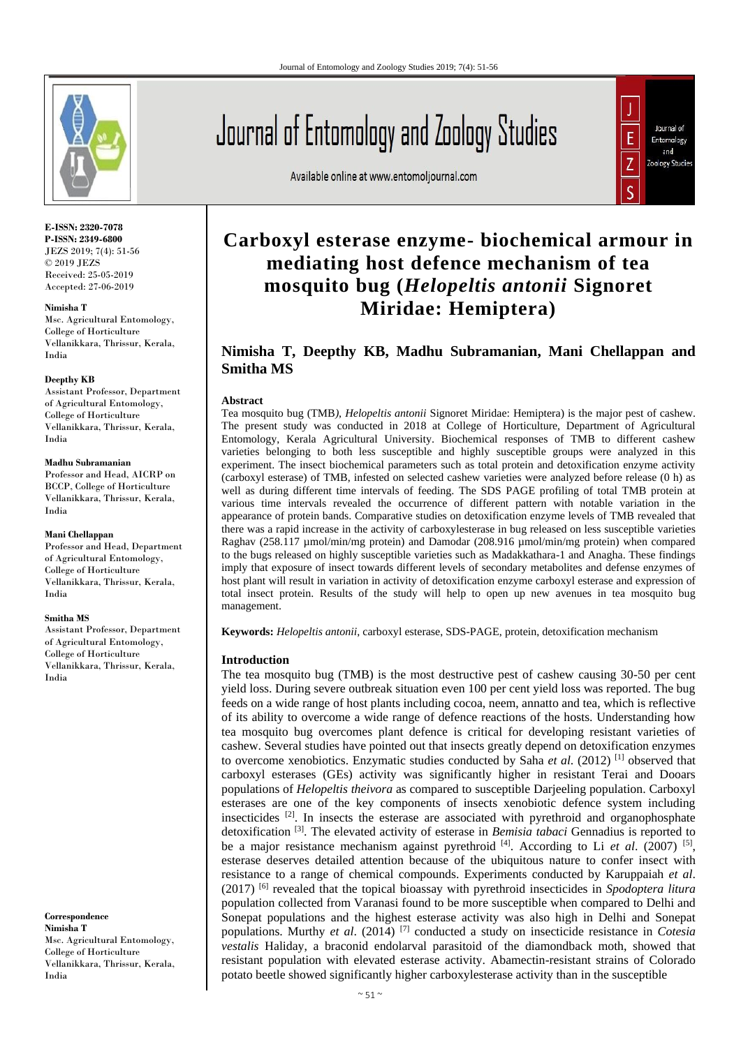**E-ISSN: 2320-7078**
**P-ISSN: 2349-6800**
JEZS 2019; 7(4): 51-56
© 2019 JEZS
Received: 25-05-2019
Accepted: 27-06-2019

**Nimisha T**
Msc. Agricultural Entomology, College of Horticulture Vellanikkara, Thrissur, Kerala, India

**Deepthy KB**
Assistant Professor, Department of Agricultural Entomology, College of Horticulture Vellanikkara, Thrissur, Kerala, India

**Madhu Subramanian**
Professor and Head, AICRP on BCCP, College of Horticulture Vellanikkara, Thrissur, Kerala, India

**Mani Chellappan**
Professor and Head, Department of Agricultural Entomology, College of Horticulture Vellanikkara, Thrissur, Kerala, India

**Smitha MS**
Assistant Professor, Department of Agricultural Entomology, College of Horticulture Vellanikkara, Thrissur, Kerala, India

**Correspondence**
**Nimisha T**
Msc. Agricultural Entomology, College of Horticulture Vellanikkara, Thrissur, Kerala, India

# Carboxyl esterase enzyme- biochemical armour in mediating host defence mechanism of tea mosquito bug (*Helopeltis antonii* Signoret Miridae: Hemiptera)

**Nimisha T, Deepthy KB, Madhu Subramanian, Mani Chellappan and Smitha MS**

### Abstract

Tea mosquito bug (TMB), *Helopeltis antonii* Signoret Miridae: Hemiptera) is the major pest of cashew. The present study was conducted in 2018 at College of Horticulture, Department of Agricultural Entomology, Kerala Agricultural University. Biochemical responses of TMB to different cashew varieties belonging to both less susceptible and highly susceptible groups were analyzed in this experiment. The insect biochemical parameters such as total protein and detoxification enzyme activity (carboxyl esterase) of TMB, infested on selected cashew varieties were analyzed before release (0 h) as well as during different time intervals of feeding. The SDS PAGE profiling of total TMB protein at various time intervals revealed the occurrence of different pattern with notable variation in the appearance of protein bands. Comparative studies on detoxification enzyme levels of TMB revealed that there was a rapid increase in the activity of carboxylesterase in bug released on less susceptible varieties Raghav (258.117 µmol/min/mg protein) and Damodar (208.916 µmol/min/mg protein) when compared to the bugs released on highly susceptible varieties such as Madakkathara-1 and Anagha. These findings imply that exposure of insect towards different levels of secondary metabolites and defense enzymes of host plant will result in variation in activity of detoxification enzyme carboxyl esterase and expression of total insect protein. Results of the study will help to open up new avenues in tea mosquito bug management.

**Keywords:** *Helopeltis antonii*, carboxyl esterase, SDS-PAGE, protein, detoxification mechanism

### Introduction

The tea mosquito bug (TMB) is the most destructive pest of cashew causing 30-50 per cent yield loss. During severe outbreak situation even 100 per cent yield loss was reported. The bug feeds on a wide range of host plants including cocoa, neem, annatto and tea, which is reflective of its ability to overcome a wide range of defence reactions of the hosts. Understanding how tea mosquito bug overcomes plant defence is critical for developing resistant varieties of cashew. Several studies have pointed out that insects greatly depend on detoxification enzymes to overcome xenobiotics. Enzymatic studies conducted by Saha *et al.* (2012) [1] observed that carboxyl esterases (GEs) activity was significantly higher in resistant Terai and Dooars populations of *Helopeltis theivora* as compared to susceptible Darjeeling population. Carboxyl esterases are one of the key components of insects xenobiotic defence system including insecticides [2]. In insects the esterase are associated with pyrethroid and organophosphate detoxification [3]. The elevated activity of esterase in *Bemisia tabaci* Gennadius is reported to be a major resistance mechanism against pyrethroid [4]. According to Li *et al.* (2007) [5], esterase deserves detailed attention because of the ubiquitous nature to confer insect with resistance to a range of chemical compounds. Experiments conducted by Karuppaiah *et al.* (2017) [6] revealed that the topical bioassay with pyrethroid insecticides in *Spodoptera litura* population collected from Varanasi found to be more susceptible when compared to Delhi and Sonepat populations and the highest esterase activity was also high in Delhi and Sonepat populations. Murthy *et al.* (2014) [7] conducted a study on insecticide resistance in *Cotesia vestalis* Haliday, a braconid endolarval parasitoid of the diamondback moth, showed that resistant population with elevated esterase activity. Abamectin-resistant strains of Colorado potato beetle showed significantly higher carboxylesterase activity than in the susceptible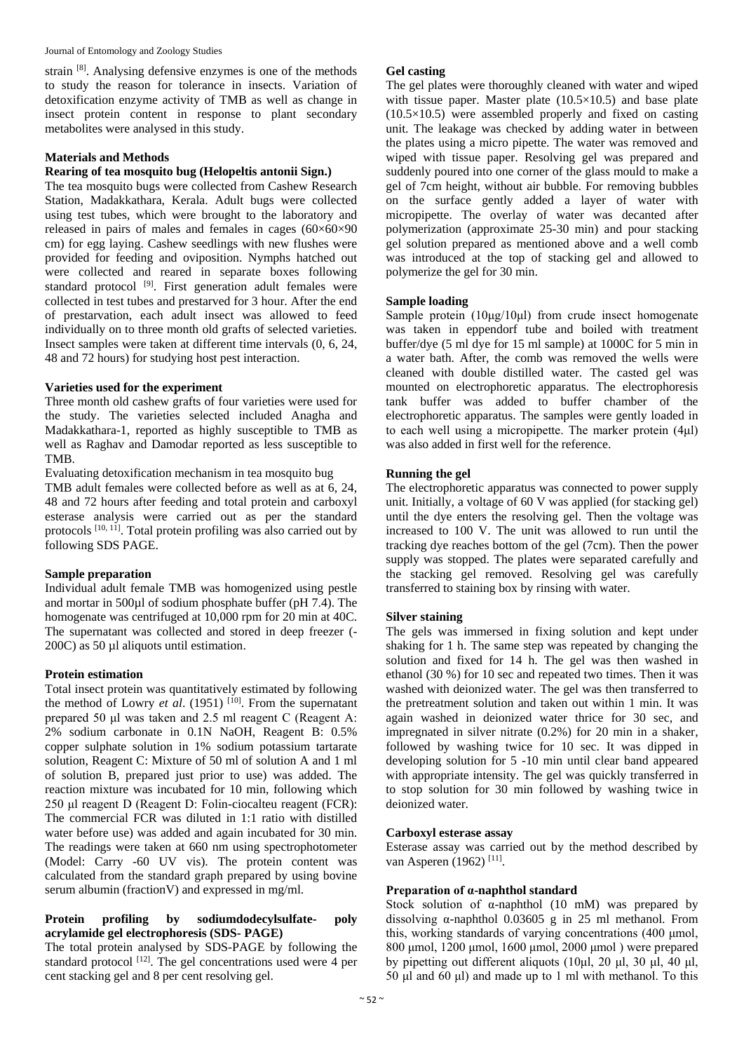strain [8]. Analysing defensive enzymes is one of the methods to study the reason for tolerance in insects. Variation of detoxification enzyme activity of TMB as well as change in insect protein content in response to plant secondary metabolites were analysed in this study.

## Materials and Methods

### Rearing of tea mosquito bug (Helopeltis antonii Sign.)

The tea mosquito bugs were collected from Cashew Research Station, Madakkathara, Kerala. Adult bugs were collected using test tubes, which were brought to the laboratory and released in pairs of males and females in cages (60×60×90 cm) for egg laying. Cashew seedlings with new flushes were provided for feeding and oviposition. Nymphs hatched out were collected and reared in separate boxes following standard protocol [9]. First generation adult females were collected in test tubes and prestarved for 3 hour. After the end of prestarvation, each adult insect was allowed to feed individually on to three month old grafts of selected varieties. Insect samples were taken at different time intervals (0, 6, 24, 48 and 72 hours) for studying host pest interaction.

### Varieties used for the experiment

Three month old cashew grafts of four varieties were used for the study. The varieties selected included Anagha and Madakkathara-1, reported as highly susceptible to TMB as well as Raghav and Damodar reported as less susceptible to TMB.

Evaluating detoxification mechanism in tea mosquito bug

TMB adult females were collected before as well as at 6, 24, 48 and 72 hours after feeding and total protein and carboxyl esterase analysis were carried out as per the standard protocols [10, 11]. Total protein profiling was also carried out by following SDS PAGE.

### Sample preparation

Individual adult female TMB was homogenized using pestle and mortar in 500µl of sodium phosphate buffer (pH 7.4). The homogenate was centrifuged at 10,000 rpm for 20 min at 40C. The supernatant was collected and stored in deep freezer (-200C) as 50 µl aliquots until estimation.

### Protein estimation

Total insect protein was quantitatively estimated by following the method of Lowry *et al*. (1951) [10]. From the supernatant prepared 50 µl was taken and 2.5 ml reagent C (Reagent A: 2% sodium carbonate in 0.1N NaOH, Reagent B: 0.5% copper sulphate solution in 1% sodium potassium tartarate solution, Reagent C: Mixture of 50 ml of solution A and 1 ml of solution B, prepared just prior to use) was added. The reaction mixture was incubated for 10 min, following which 250 µl reagent D (Reagent D: Folin-ciocalteu reagent (FCR): The commercial FCR was diluted in 1:1 ratio with distilled water before use) was added and again incubated for 30 min. The readings were taken at 660 nm using spectrophotometer (Model: Carry -60 UV vis). The protein content was calculated from the standard graph prepared by using bovine serum albumin (fractionV) and expressed in mg/ml.

### Protein profiling by sodiumdodecylsulfate- poly acrylamide gel electrophoresis (SDS- PAGE)

The total protein analysed by SDS-PAGE by following the standard protocol [12]. The gel concentrations used were 4 per cent stacking gel and 8 per cent resolving gel.

### Gel casting

The gel plates were thoroughly cleaned with water and wiped with tissue paper. Master plate (10.5×10.5) and base plate (10.5×10.5) were assembled properly and fixed on casting unit. The leakage was checked by adding water in between the plates using a micro pipette. The water was removed and wiped with tissue paper. Resolving gel was prepared and suddenly poured into one corner of the glass mould to make a gel of 7cm height, without air bubble. For removing bubbles on the surface gently added a layer of water with micropipette. The overlay of water was decanted after polymerization (approximate 25-30 min) and pour stacking gel solution prepared as mentioned above and a well comb was introduced at the top of stacking gel and allowed to polymerize the gel for 30 min.

### Sample loading

Sample protein (10µg/10µl) from crude insect homogenate was taken in eppendorf tube and boiled with treatment buffer/dye (5 ml dye for 15 ml sample) at 1000C for 5 min in a water bath. After, the comb was removed the wells were cleaned with double distilled water. The casted gel was mounted on electrophoretic apparatus. The electrophoresis tank buffer was added to buffer chamber of the electrophoretic apparatus. The samples were gently loaded in to each well using a micropipette. The marker protein (4µl) was also added in first well for the reference.

### Running the gel

The electrophoretic apparatus was connected to power supply unit. Initially, a voltage of 60 V was applied (for stacking gel) until the dye enters the resolving gel. Then the voltage was increased to 100 V. The unit was allowed to run until the tracking dye reaches bottom of the gel (7cm). Then the power supply was stopped. The plates were separated carefully and the stacking gel removed. Resolving gel was carefully transferred to staining box by rinsing with water.

### Silver staining

The gels was immersed in fixing solution and kept under shaking for 1 h. The same step was repeated by changing the solution and fixed for 14 h. The gel was then washed in ethanol (30 %) for 10 sec and repeated two times. Then it was washed with deionized water. The gel was then transferred to the pretreatment solution and taken out within 1 min. It was again washed in deionized water thrice for 30 sec, and impregnated in silver nitrate (0.2%) for 20 min in a shaker, followed by washing twice for 10 sec. It was dipped in developing solution for 5 -10 min until clear band appeared with appropriate intensity. The gel was quickly transferred in to stop solution for 30 min followed by washing twice in deionized water.

### Carboxyl esterase assay

Esterase assay was carried out by the method described by van Asperen (1962) [11].

### Preparation of α-naphthol standard

Stock solution of α-naphthol (10 mM) was prepared by dissolving α-naphthol 0.03605 g in 25 ml methanol. From this, working standards of varying concentrations (400 µmol, 800 µmol, 1200 µmol, 1600 µmol, 2000 µmol ) were prepared by pipetting out different aliquots (10µl, 20 µl, 30 µl, 40 µl, 50 µl and 60 µl) and made up to 1 ml with methanol. To this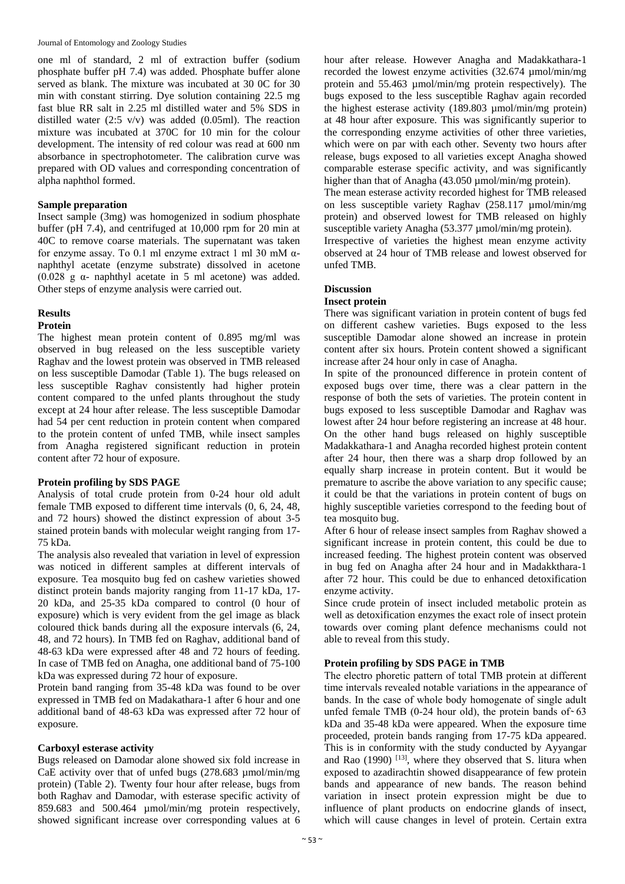one ml of standard, 2 ml of extraction buffer (sodium phosphate buffer pH 7.4) was added. Phosphate buffer alone served as blank. The mixture was incubated at 30 0C for 30 min with constant stirring. Dye solution containing 22.5 mg fast blue RR salt in 2.25 ml distilled water and 5% SDS in distilled water (2:5 v/v) was added (0.05ml). The reaction mixture was incubated at 370C for 10 min for the colour development. The intensity of red colour was read at 600 nm absorbance in spectrophotometer. The calibration curve was prepared with OD values and corresponding concentration of alpha naphthol formed.

**Sample preparation**

Insect sample (3mg) was homogenized in sodium phosphate buffer (pH 7.4), and centrifuged at 10,000 rpm for 20 min at 40C to remove coarse materials. The supernatant was taken for enzyme assay. To 0.1 ml enzyme extract 1 ml 30 mM α-naphthyl acetate (enzyme substrate) dissolved in acetone (0.028 g α- naphthyl acetate in 5 ml acetone) was added. Other steps of enzyme analysis were carried out.

## Results

**Protein**

The highest mean protein content of 0.895 mg/ml was observed in bug released on the less susceptible variety Raghav and the lowest protein was observed in TMB released on less susceptible Damodar (Table 1). The bugs released on less susceptible Raghav consistently had higher protein content compared to the unfed plants throughout the study except at 24 hour after release. The less susceptible Damodar had 54 per cent reduction in protein content when compared to the protein content of unfed TMB, while insect samples from Anagha registered significant reduction in protein content after 72 hour of exposure.

**Protein profiling by SDS PAGE**

Analysis of total crude protein from 0-24 hour old adult female TMB exposed to different time intervals (0, 6, 24, 48, and 72 hours) showed the distinct expression of about 3-5 stained protein bands with molecular weight ranging from 17-75 kDa.

The analysis also revealed that variation in level of expression was noticed in different samples at different intervals of exposure. Tea mosquito bug fed on cashew varieties showed distinct protein bands majority ranging from 11-17 kDa, 17-20 kDa, and 25-35 kDa compared to control (0 hour of exposure) which is very evident from the gel image as black coloured thick bands during all the exposure intervals (6, 24, 48, and 72 hours). In TMB fed on Raghav, additional band of 48-63 kDa were expressed after 48 and 72 hours of feeding. In case of TMB fed on Anagha, one additional band of 75-100 kDa was expressed during 72 hour of exposure.

Protein band ranging from 35-48 kDa was found to be over expressed in TMB fed on Madakathara-1 after 6 hour and one additional band of 48-63 kDa was expressed after 72 hour of exposure.

**Carboxyl esterase activity**

Bugs released on Damodar alone showed six fold increase in CaE activity over that of unfed bugs (278.683 µmol/min/mg protein) (Table 2). Twenty four hour after release, bugs from both Raghav and Damodar, with esterase specific activity of 859.683 and 500.464 µmol/min/mg protein respectively, showed significant increase over corresponding values at 6 hour after release. However Anagha and Madakkathara-1 recorded the lowest enzyme activities (32.674 µmol/min/mg protein and 55.463 µmol/min/mg protein respectively). The bugs exposed to the less susceptible Raghav again recorded the highest esterase activity (189.803 µmol/min/mg protein) at 48 hour after exposure. This was significantly superior to the corresponding enzyme activities of other three varieties, which were on par with each other. Seventy two hours after release, bugs exposed to all varieties except Anagha showed comparable esterase specific activity, and was significantly higher than that of Anagha (43.050 µmol/min/mg protein).

The mean esterase activity recorded highest for TMB released on less susceptible variety Raghav (258.117 µmol/min/mg protein) and observed lowest for TMB released on highly susceptible variety Anagha (53.377 µmol/min/mg protein).

Irrespective of varieties the highest mean enzyme activity observed at 24 hour of TMB release and lowest observed for unfed TMB.

## Discussion

**Insect protein**

There was significant variation in protein content of bugs fed on different cashew varieties. Bugs exposed to the less susceptible Damodar alone showed an increase in protein content after six hours. Protein content showed a significant increase after 24 hour only in case of Anagha.

In spite of the pronounced difference in protein content of exposed bugs over time, there was a clear pattern in the response of both the sets of varieties. The protein content in bugs exposed to less susceptible Damodar and Raghav was lowest after 24 hour before registering an increase at 48 hour. On the other hand bugs released on highly susceptible Madakkathara-1 and Anagha recorded highest protein content after 24 hour, then there was a sharp drop followed by an equally sharp increase in protein content. But it would be premature to ascribe the above variation to any specific cause; it could be that the variations in protein content of bugs on highly susceptible varieties correspond to the feeding bout of tea mosquito bug.

After 6 hour of release insect samples from Raghav showed a significant increase in protein content, this could be due to increased feeding. The highest protein content was observed in bug fed on Anagha after 24 hour and in Madakkthara-1 after 72 hour. This could be due to enhanced detoxification enzyme activity.

Since crude protein of insect included metabolic protein as well as detoxification enzymes the exact role of insect protein towards over coming plant defence mechanisms could not able to reveal from this study.

**Protein profiling by SDS PAGE in TMB**

The electro phoretic pattern of total TMB protein at different time intervals revealed notable variations in the appearance of bands. In the case of whole body homogenate of single adult unfed female TMB (0-24 hour old), the protein bands of ˷ 63 kDa and 35-48 kDa were appeared. When the exposure time proceeded, protein bands ranging from 17-75 kDa appeared. This is in conformity with the study conducted by Ayyangar and Rao (1990) [13], where they observed that S. litura when exposed to azadirachtin showed disappearance of few protein bands and appearance of new bands. The reason behind variation in insect protein expression might be due to influence of plant products on endocrine glands of insect, which will cause changes in level of protein. Certain extra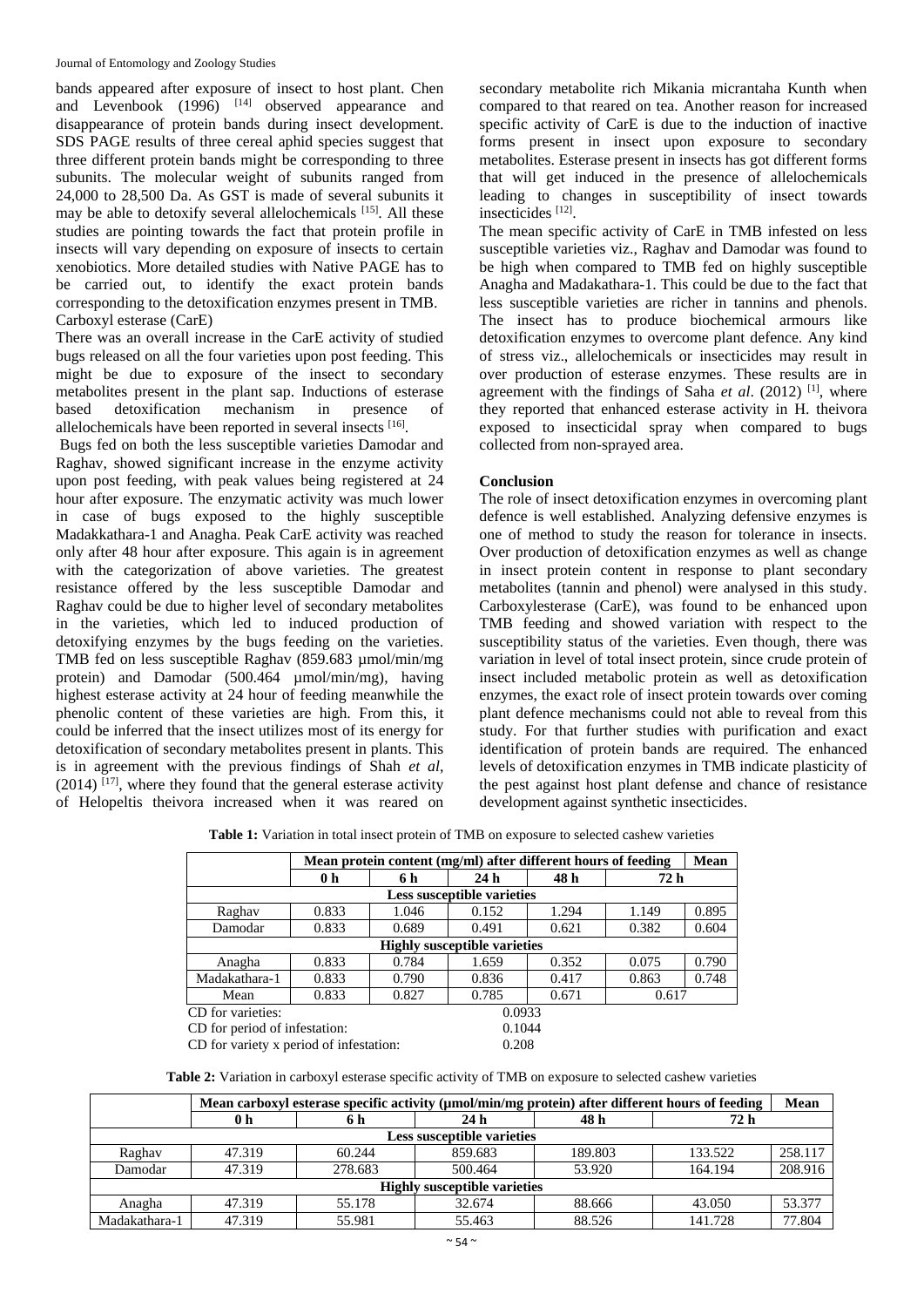bands appeared after exposure of insect to host plant. Chen and Levenbook (1996) [14] observed appearance and disappearance of protein bands during insect development. SDS PAGE results of three cereal aphid species suggest that three different protein bands might be corresponding to three subunits. The molecular weight of subunits ranged from 24,000 to 28,500 Da. As GST is made of several subunits it may be able to detoxify several allelochemicals [15]. All these studies are pointing towards the fact that protein profile in insects will vary depending on exposure of insects to certain xenobiotics. More detailed studies with Native PAGE has to be carried out, to identify the exact protein bands corresponding to the detoxification enzymes present in TMB.

Carboxyl esterase (CarE)

There was an overall increase in the CarE activity of studied bugs released on all the four varieties upon post feeding. This might be due to exposure of the insect to secondary metabolites present in the plant sap. Inductions of esterase based detoxification mechanism in presence of allelochemicals have been reported in several insects [16].

Bugs fed on both the less susceptible varieties Damodar and Raghav, showed significant increase in the enzyme activity upon post feeding, with peak values being registered at 24 hour after exposure. The enzymatic activity was much lower in case of bugs exposed to the highly susceptible Madakkathara-1 and Anagha. Peak CarE activity was reached only after 48 hour after exposure. This again is in agreement with the categorization of above varieties. The greatest resistance offered by the less susceptible Damodar and Raghav could be due to higher level of secondary metabolites in the varieties, which led to induced production of detoxifying enzymes by the bugs feeding on the varieties. TMB fed on less susceptible Raghav (859.683 µmol/min/mg protein) and Damodar (500.464 µmol/min/mg), having highest esterase activity at 24 hour of feeding meanwhile the phenolic content of these varieties are high. From this, it could be inferred that the insect utilizes most of its energy for detoxification of secondary metabolites present in plants. This is in agreement with the previous findings of Shah *et al*, (2014) [17], where they found that the general esterase activity of Helopeltis theivora increased when it was reared on secondary metabolite rich Mikania micrantaha Kunth when compared to that reared on tea. Another reason for increased specific activity of CarE is due to the induction of inactive forms present in insect upon exposure to secondary metabolites. Esterase present in insects has got different forms that will get induced in the presence of allelochemicals leading to changes in susceptibility of insect towards insecticides [12].

The mean specific activity of CarE in TMB infested on less susceptible varieties viz., Raghav and Damodar was found to be high when compared to TMB fed on highly susceptible Anagha and Madakathara-1. This could be due to the fact that less susceptible varieties are richer in tannins and phenols. The insect has to produce biochemical armours like detoxification enzymes to overcome plant defence. Any kind of stress viz., allelochemicals or insecticides may result in over production of esterase enzymes. These results are in agreement with the findings of Saha *et al*. (2012) [1], where they reported that enhanced esterase activity in H. theivora exposed to insecticidal spray when compared to bugs collected from non-sprayed area.

## Conclusion

The role of insect detoxification enzymes in overcoming plant defence is well established. Analyzing defensive enzymes is one of method to study the reason for tolerance in insects. Over production of detoxification enzymes as well as change in insect protein content in response to plant secondary metabolites (tannin and phenol) were analysed in this study. Carboxylesterase (CarE), was found to be enhanced upon TMB feeding and showed variation with respect to the susceptibility status of the varieties. Even though, there was variation in level of total insect protein, since crude protein of insect included metabolic protein as well as detoxification enzymes, the exact role of insect protein towards over coming plant defence mechanisms could not able to reveal from this study. For that further studies with purification and exact identification of protein bands are required. The enhanced levels of detoxification enzymes in TMB indicate plasticity of the pest against host plant defense and chance of resistance development against synthetic insecticides.

**Table 1:** Variation in total insect protein of TMB on exposure to selected cashew varieties

| | Mean protein content (mg/ml) after different hours of feeding | | | | | Mean |
|---|---|---|---|---|---|---|
| | 0 h | 6 h | 24 h | 48 h | 72 h | |
| **Less susceptible varieties** | | | | | | |
| Raghav | 0.833 | 1.046 | 0.152 | 1.294 | 1.149 | 0.895 |
| Damodar | 0.833 | 0.689 | 0.491 | 0.621 | 0.382 | 0.604 |
| **Highly susceptible varieties** | | | | | | |
| Anagha | 0.833 | 0.784 | 1.659 | 0.352 | 0.075 | 0.790 |
| Madakathara-1 | 0.833 | 0.790 | 0.836 | 0.417 | 0.863 | 0.748 |
| Mean | 0.833 | 0.827 | 0.785 | 0.671 | 0.617 | |

CD for varieties: 0.0933

CD for period of infestation: 0.1044

CD for variety x period of infestation: 0.208

**Table 2:** Variation in carboxyl esterase specific activity of TMB on exposure to selected cashew varieties

| | Mean carboxyl esterase specific activity (µmol/min/mg protein) after different hours of feeding | | | | | Mean |
|---|---|---|---|---|---|---|
| | 0 h | 6 h | 24 h | 48 h | 72 h | |
| **Less susceptible varieties** | | | | | | |
| Raghav | 47.319 | 60.244 | 859.683 | 189.803 | 133.522 | 258.117 |
| Damodar | 47.319 | 278.683 | 500.464 | 53.920 | 164.194 | 208.916 |
| **Highly susceptible varieties** | | | | | | |
| Anagha | 47.319 | 55.178 | 32.674 | 88.666 | 43.050 | 53.377 |
| Madakathara-1 | 47.319 | 55.981 | 55.463 | 88.526 | 141.728 | 77.804 |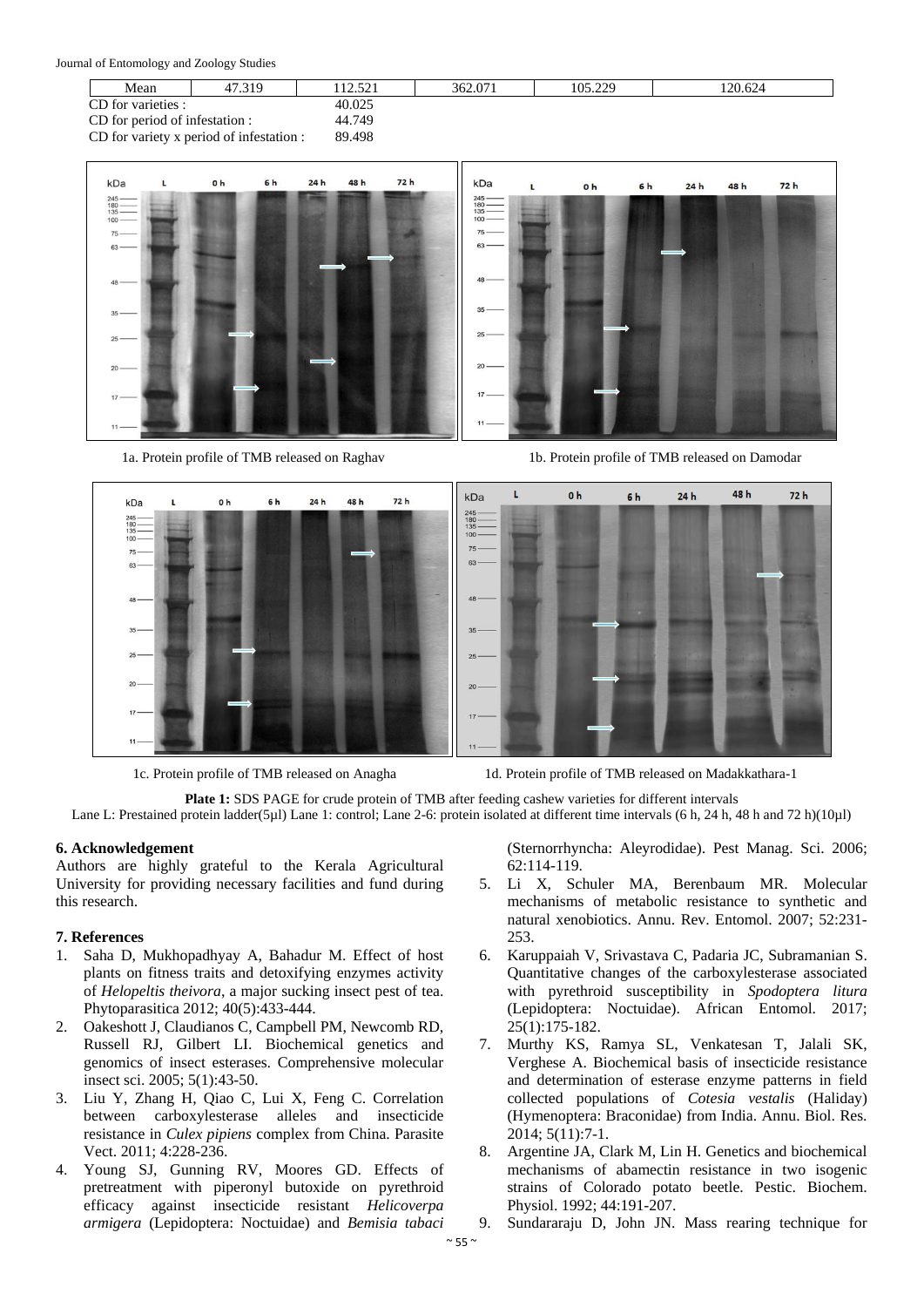| Mean | 47.319 | 112.521 | 362.071 | 105.229 | 120.624 |
|---|---|---|---|---|---|

CD for varieties : 40.025

CD for period of infestation : 44.749

CD for variety x period of infestation : 89.498

kDa L 0 h 6 h 24 h 48 h 72 h

245 180 135 100 75 63 48 35 25 20 17 11

1a. Protein profile of TMB released on Raghav

kDa L 0 h 6 h 24 h 48 h 72 h

245 180 135 100 75 63 48 35 25 20 17 11

1b. Protein profile of TMB released on Damodar

kDa L 0 h 6 h 24 h 48 h 72 h

245 180 135 100 75 63 48 35 25 20 17 11

1c. Protein profile of TMB released on Anagha

kDa L 0 h 6 h 24 h 48 h 72 h

245 180 135 100 75 63 48 35 25 20 17 11

1d. Protein profile of TMB released on Madakkathara-1

**Plate 1:** SDS PAGE for crude protein of TMB after feeding cashew varieties for different intervals

Lane L: Prestained protein ladder(5µl) Lane 1: control; Lane 2-6: protein isolated at different time intervals (6 h, 24 h, 48 h and 72 h)(10µl)

### 6. Acknowledgement

Authors are highly grateful to the Kerala Agricultural University for providing necessary facilities and fund during this research.

### 7. References

1. Saha D, Mukhopadhyay A, Bahadur M. Effect of host plants on fitness traits and detoxifying enzymes activity of *Helopeltis theivora*, a major sucking insect pest of tea. Phytoparasitica 2012; 40(5):433-444.
2. Oakeshott J, Claudianos C, Campbell PM, Newcomb RD, Russell RJ, Gilbert LI. Biochemical genetics and genomics of insect esterases. Comprehensive molecular insect sci. 2005; 5(1):43-50.
3. Liu Y, Zhang H, Qiao C, Lui X, Feng C. Correlation between carboxylesterase alleles and insecticide resistance in *Culex pipiens* complex from China. Parasite Vect. 2011; 4:228-236.
4. Young SJ, Gunning RV, Moores GD. Effects of pretreatment with piperonyl butoxide on pyrethroid efficacy against insecticide resistant *Helicoverpa armigera* (Lepidoptera: Noctuidae) and *Bemisia tabaci* (Sternorrhyncha: Aleyrodidae). Pest Manag. Sci. 2006; 62:114-119.
5. Li X, Schuler MA, Berenbaum MR. Molecular mechanisms of metabolic resistance to synthetic and natural xenobiotics. Annu. Rev. Entomol. 2007; 52:231-253.
6. Karuppaiah V, Srivastava C, Padaria JC, Subramanian S. Quantitative changes of the carboxylesterase associated with pyrethroid susceptibility in *Spodoptera litura* (Lepidoptera: Noctuidae). African Entomol. 2017; 25(1):175-182.
7. Murthy KS, Ramya SL, Venkatesan T, Jalali SK, Verghese A. Biochemical basis of insecticide resistance and determination of esterase enzyme patterns in field collected populations of *Cotesia vestalis* (Haliday) (Hymenoptera: Braconidae) from India. Annu. Biol. Res. 2014; 5(11):7-1.
8. Argentine JA, Clark M, Lin H. Genetics and biochemical mechanisms of abamectin resistance in two isogenic strains of Colorado potato beetle. Pestic. Biochem. Physiol. 1992; 44:191-207.
9. Sundararaju D, John JN. Mass rearing technique for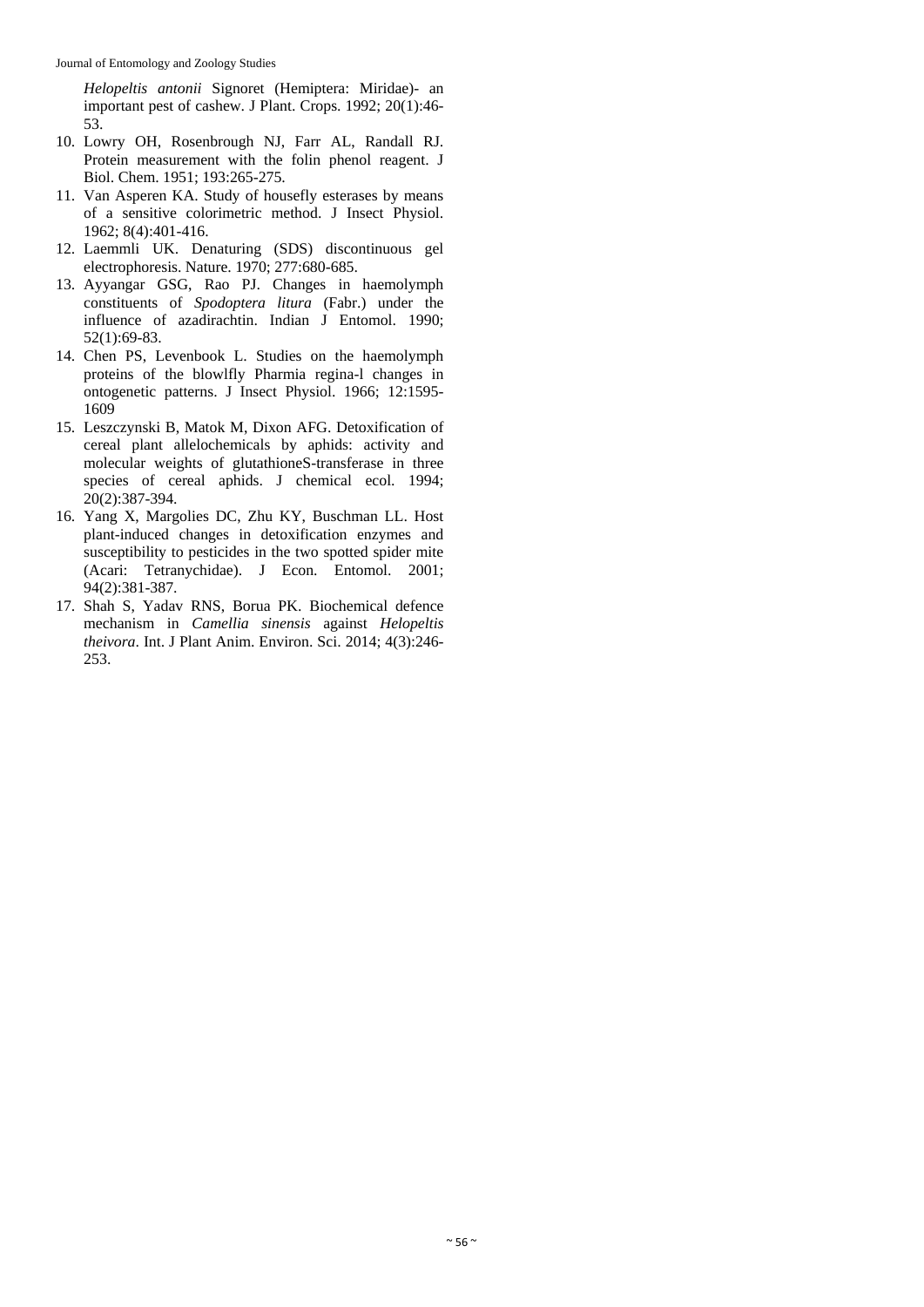*Helopeltis antonii* Signoret (Hemiptera: Miridae)- an important pest of cashew. J Plant. Crops. 1992; 20(1):46-53.

10. Lowry OH, Rosenbrough NJ, Farr AL, Randall RJ. Protein measurement with the folin phenol reagent. J Biol. Chem. 1951; 193:265-275.
11. Van Asperen KA. Study of housefly esterases by means of a sensitive colorimetric method. J Insect Physiol. 1962; 8(4):401-416.
12. Laemmli UK. Denaturing (SDS) discontinuous gel electrophoresis. Nature. 1970; 277:680-685.
13. Ayyangar GSG, Rao PJ. Changes in haemolymph constituents of *Spodoptera litura* (Fabr.) under the influence of azadirachtin. Indian J Entomol. 1990; 52(1):69-83.
14. Chen PS, Levenbook L. Studies on the haemolymph proteins of the blowlfly Pharmia regina-l changes in ontogenetic patterns. J Insect Physiol. 1966; 12:1595-1609
15. Leszczynski B, Matok M, Dixon AFG. Detoxification of cereal plant allelochemicals by aphids: activity and molecular weights of glutathioneS-transferase in three species of cereal aphids. J chemical ecol. 1994; 20(2):387-394.
16. Yang X, Margolies DC, Zhu KY, Buschman LL. Host plant-induced changes in detoxification enzymes and susceptibility to pesticides in the two spotted spider mite (Acari: Tetranychidae). J Econ. Entomol. 2001; 94(2):381-387.
17. Shah S, Yadav RNS, Borua PK. Biochemical defence mechanism in *Camellia sinensis* against *Helopeltis theivora*. Int. J Plant Anim. Environ. Sci. 2014; 4(3):246-253.